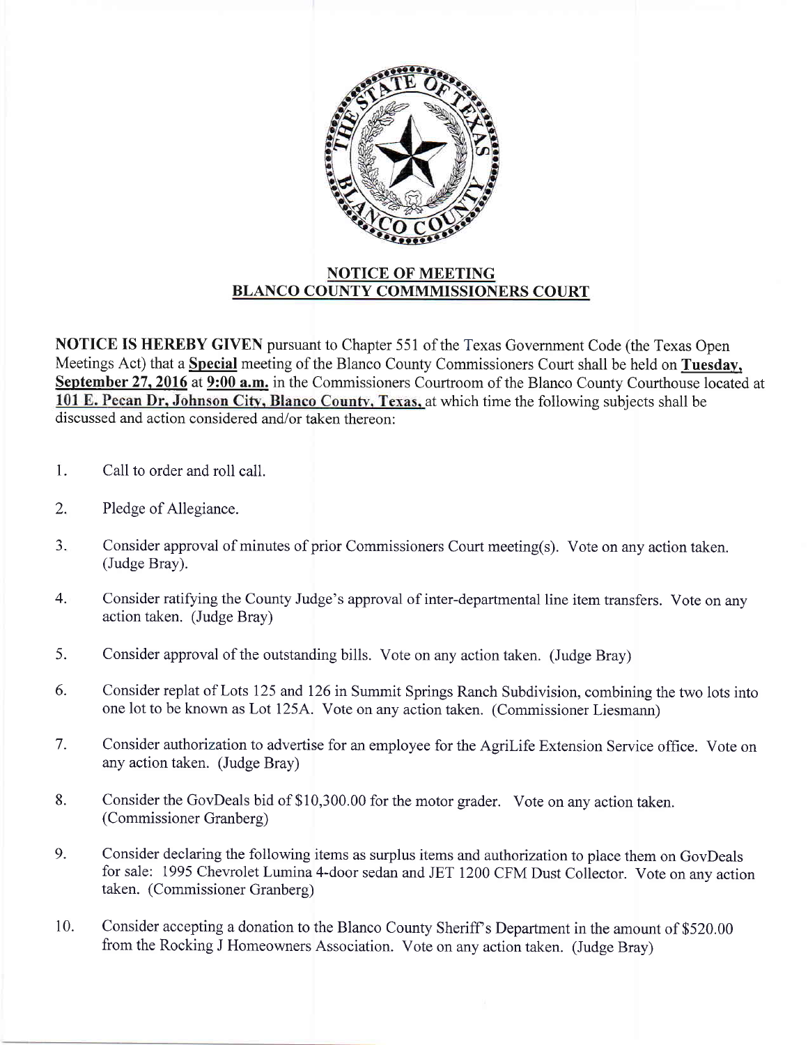## NOTICE OF MEETING
## BLANCO COUNTY COMMMISSIONERS COURT

**NOTICE IS HEREBY GIVEN** pursuant to Chapter 551 of the Texas Government Code (the Texas Open Meetings Act) that a **Special** meeting of the Blanco County Commissioners Court shall be held on **Tuesday, September 27, 2016** at **9:00 a.m.** in the Commissioners Courtroom of the Blanco County Courthouse located at **101 E. Pecan Dr, Johnson City, Blanco County, Texas,** at which time the following subjects shall be discussed and action considered and/or taken thereon:

1. Call to order and roll call.

2. Pledge of Allegiance.

3. Consider approval of minutes of prior Commissioners Court meeting(s). Vote on any action taken. (Judge Bray).

4. Consider ratifying the County Judge's approval of inter-departmental line item transfers. Vote on any action taken. (Judge Bray)

5. Consider approval of the outstanding bills. Vote on any action taken. (Judge Bray)

6. Consider replat of Lots 125 and 126 in Summit Springs Ranch Subdivision, combining the two lots into one lot to be known as Lot 125A. Vote on any action taken. (Commissioner Liesmann)

7. Consider authorization to advertise for an employee for the AgriLife Extension Service office. Vote on any action taken. (Judge Bray)

8. Consider the GovDeals bid of $10,300.00 for the motor grader. Vote on any action taken. (Commissioner Granberg)

9. Consider declaring the following items as surplus items and authorization to place them on GovDeals for sale: 1995 Chevrolet Lumina 4-door sedan and JET 1200 CFM Dust Collector. Vote on any action taken. (Commissioner Granberg)

10. Consider accepting a donation to the Blanco County Sheriff's Department in the amount of $520.00 from the Rocking J Homeowners Association. Vote on any action taken. (Judge Bray)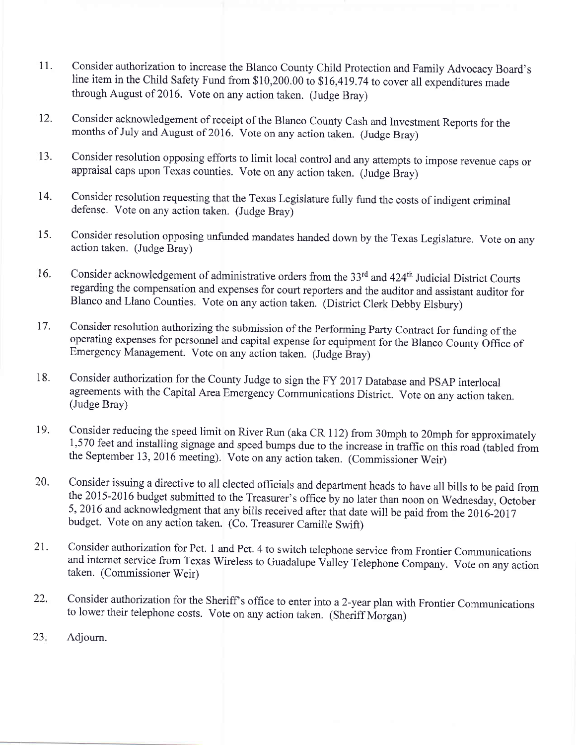11. Consider authorization to increase the Blanco County Child Protection and Family Advocacy Board's line item in the Child Safety Fund from $10,200.00 to $16,419.74 to cover all expenditures made through August of 2016. Vote on any action taken. (Judge Bray)

12. Consider acknowledgement of receipt of the Blanco County Cash and Investment Reports for the months of July and August of 2016. Vote on any action taken. (Judge Bray)

13. Consider resolution opposing efforts to limit local control and any attempts to impose revenue caps or appraisal caps upon Texas counties. Vote on any action taken. (Judge Bray)

14. Consider resolution requesting that the Texas Legislature fully fund the costs of indigent criminal defense. Vote on any action taken. (Judge Bray)

15. Consider resolution opposing unfunded mandates handed down by the Texas Legislature. Vote on any action taken. (Judge Bray)

16. Consider acknowledgement of administrative orders from the 33rd and 424th Judicial District Courts regarding the compensation and expenses for court reporters and the auditor and assistant auditor for Blanco and Llano Counties. Vote on any action taken. (District Clerk Debby Elsbury)

17. Consider resolution authorizing the submission of the Performing Party Contract for funding of the operating expenses for personnel and capital expense for equipment for the Blanco County Office of Emergency Management. Vote on any action taken. (Judge Bray)

18. Consider authorization for the County Judge to sign the FY 2017 Database and PSAP interlocal agreements with the Capital Area Emergency Communications District. Vote on any action taken. (Judge Bray)

19. Consider reducing the speed limit on River Run (aka CR 112) from 30mph to 20mph for approximately 1,570 feet and installing signage and speed bumps due to the increase in traffic on this road (tabled from the September 13, 2016 meeting). Vote on any action taken. (Commissioner Weir)

20. Consider issuing a directive to all elected officials and department heads to have all bills to be paid from the 2015-2016 budget submitted to the Treasurer's office by no later than noon on Wednesday, October 5, 2016 and acknowledgment that any bills received after that date will be paid from the 2016-2017 budget. Vote on any action taken. (Co. Treasurer Camille Swift)

21. Consider authorization for Pct. 1 and Pct. 4 to switch telephone service from Frontier Communications and internet service from Texas Wireless to Guadalupe Valley Telephone Company. Vote on any action taken. (Commissioner Weir)

22. Consider authorization for the Sheriff's office to enter into a 2-year plan with Frontier Communications to lower their telephone costs. Vote on any action taken. (Sheriff Morgan)

23. Adjourn.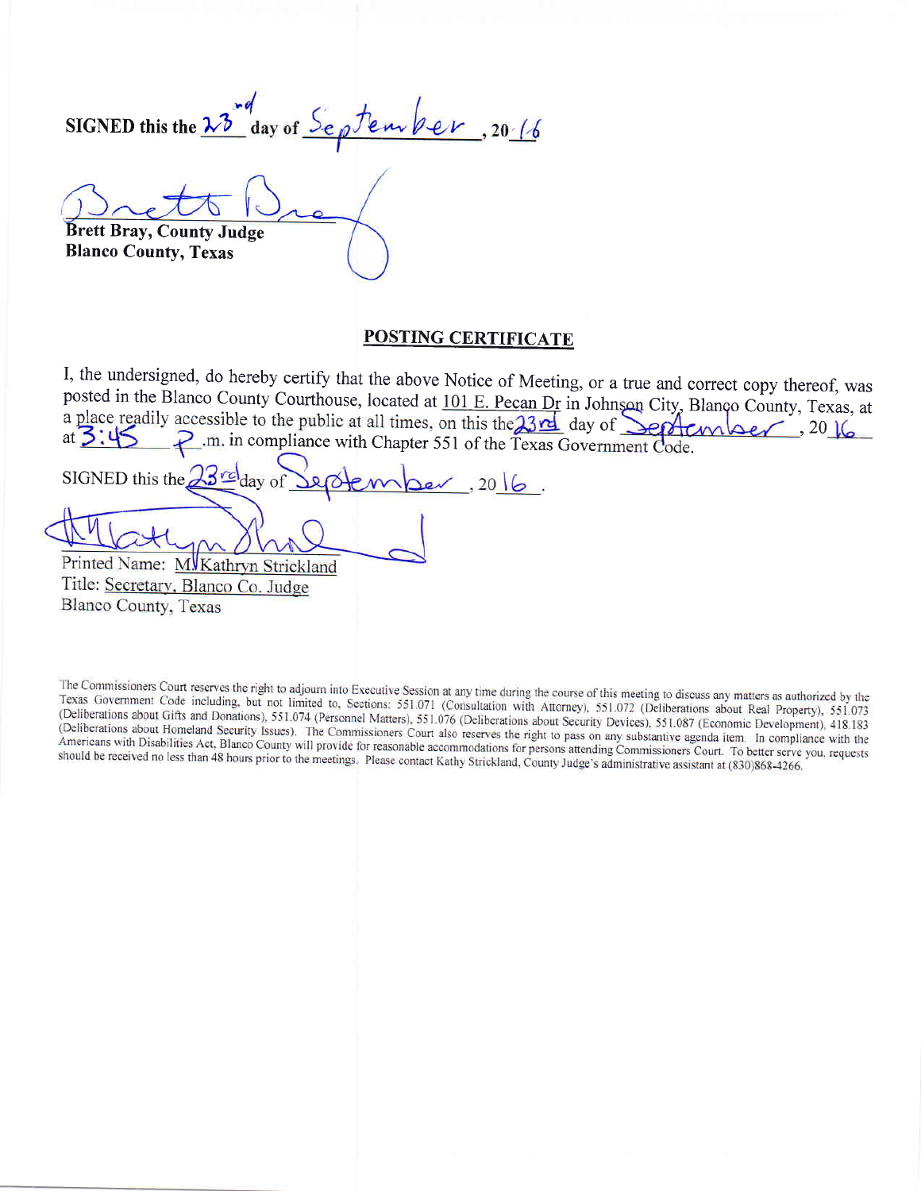**SIGNED this the 23rd day of September, 2016**

Brett Bray

**Brett Bray, County Judge**
**Blanco County, Texas**

## POSTING CERTIFICATE

I, the undersigned, do hereby certify that the above Notice of Meeting, or a true and correct copy thereof, was posted in the Blanco County Courthouse, located at 101 E. Pecan Dr in Johnson City, Blanco County, Texas, at a place readily accessible to the public at all times, on this the 23rd day of September, 20 16 at 3:45 P.m. in compliance with Chapter 551 of the Texas Government Code.

SIGNED this the 23rd day of September, 20 16.

Kathryn Strickland

Printed Name: M. Kathryn Strickland
Title: Secretary, Blanco Co. Judge
Blanco County, Texas

The Commissioners Court reserves the right to adjourn into Executive Session at any time during the course of this meeting to discuss any matters as authorized by the Texas Government Code including, but not limited to, Sections: 551.071 (Consultation with Attorney), 551.072 (Deliberations about Real Property), 551.073 (Deliberations about Gifts and Donations), 551.074 (Personnel Matters), 551.076 (Deliberations about Security Devices), 551.087 (Economic Development), 418.183 (Deliberations about Homeland Security Issues). The Commissioners Court also reserves the right to pass on any substantive agenda item. In compliance with the Americans with Disabilities Act, Blanco County will provide for reasonable accommodations for persons attending Commissioners Court. To better serve you, requests should be received no less than 48 hours prior to the meetings. Please contact Kathy Strickland, County Judge's administrative assistant at (830)868-4266.